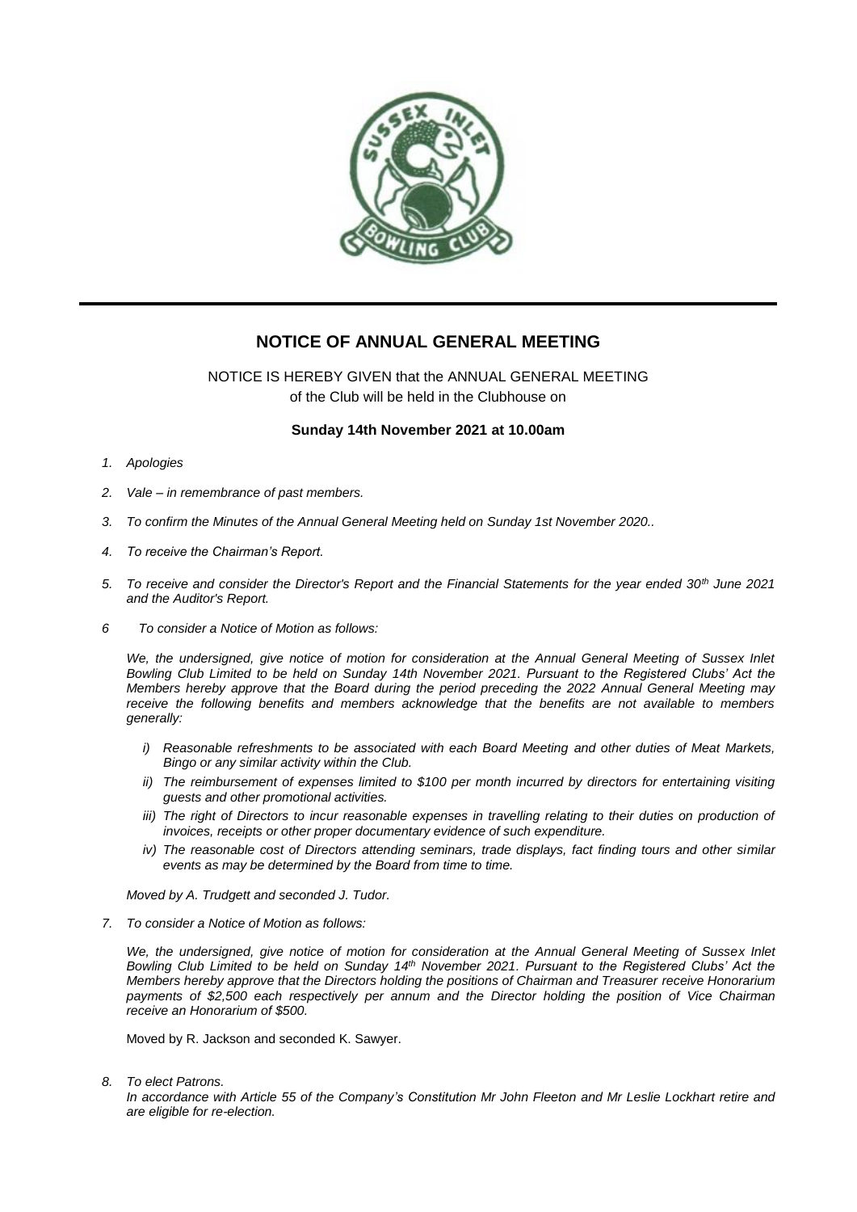## NOTICE OF ANNUAL GENERAL MEETING

NOTICE IS HEREBY GIVEN that the ANNUAL GENERAL MEETING of the Club will be held in the Clubhouse on

**Sunday 14th November 2021 at 10.00am**

1. *Apologies*
2. *Vale – in remembrance of past members.*
3. *To confirm the Minutes of the Annual General Meeting held on Sunday 1st November 2020..*
4. *To receive the Chairman's Report.*
5. *To receive and consider the Director's Report and the Financial Statements for the year ended 30th June 2021 and the Auditor's Report.*
6. *To consider a Notice of Motion as follows:*

   *We, the undersigned, give notice of motion for consideration at the Annual General Meeting of Sussex Inlet Bowling Club Limited to be held on Sunday 14th November 2021. Pursuant to the Registered Clubs' Act the Members hereby approve that the Board during the period preceding the 2022 Annual General Meeting may receive the following benefits and members acknowledge that the benefits are not available to members generally:*

   - *i) Reasonable refreshments to be associated with each Board Meeting and other duties of Meat Markets, Bingo or any similar activity within the Club.*
   - *ii) The reimbursement of expenses limited to $100 per month incurred by directors for entertaining visiting guests and other promotional activities.*
   - *iii) The right of Directors to incur reasonable expenses in travelling relating to their duties on production of invoices, receipts or other proper documentary evidence of such expenditure.*
   - *iv) The reasonable cost of Directors attending seminars, trade displays, fact finding tours and other similar events as may be determined by the Board from time to time.*

   *Moved by A. Trudgett and seconded J. Tudor.*

7. *To consider a Notice of Motion as follows:*

   *We, the undersigned, give notice of motion for consideration at the Annual General Meeting of Sussex Inlet Bowling Club Limited to be held on Sunday 14th November 2021. Pursuant to the Registered Clubs' Act the Members hereby approve that the Directors holding the positions of Chairman and Treasurer receive Honorarium payments of $2,500 each respectively per annum and the Director holding the position of Vice Chairman receive an Honorarium of $500.*

   Moved by R. Jackson and seconded K. Sawyer.

8. *To elect Patrons.*
   *In accordance with Article 55 of the Company's Constitution Mr John Fleeton and Mr Leslie Lockhart retire and are eligible for re-election.*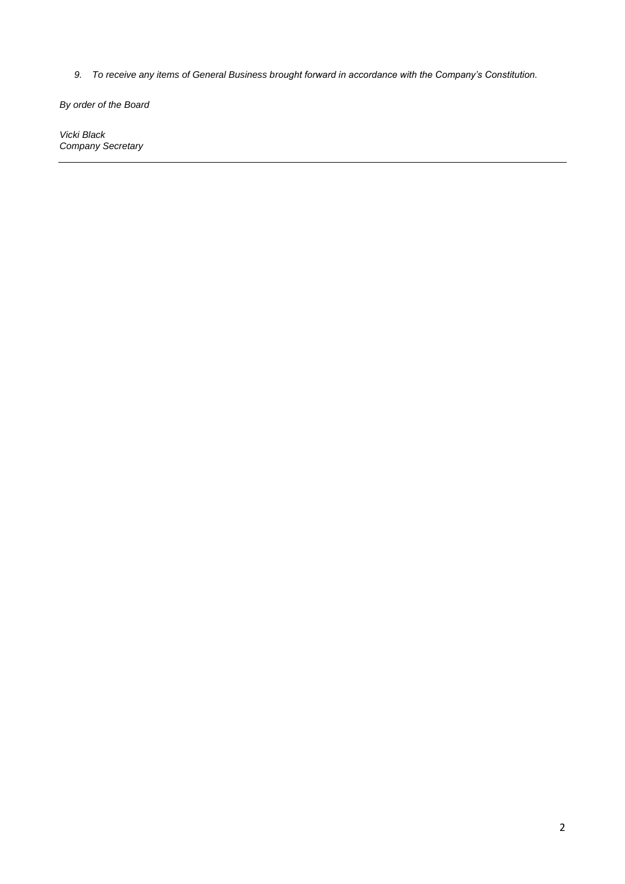9. *To receive any items of General Business brought forward in accordance with the Company's Constitution.*

*By order of the Board*

*Vicki Black*
*Company Secretary*

---